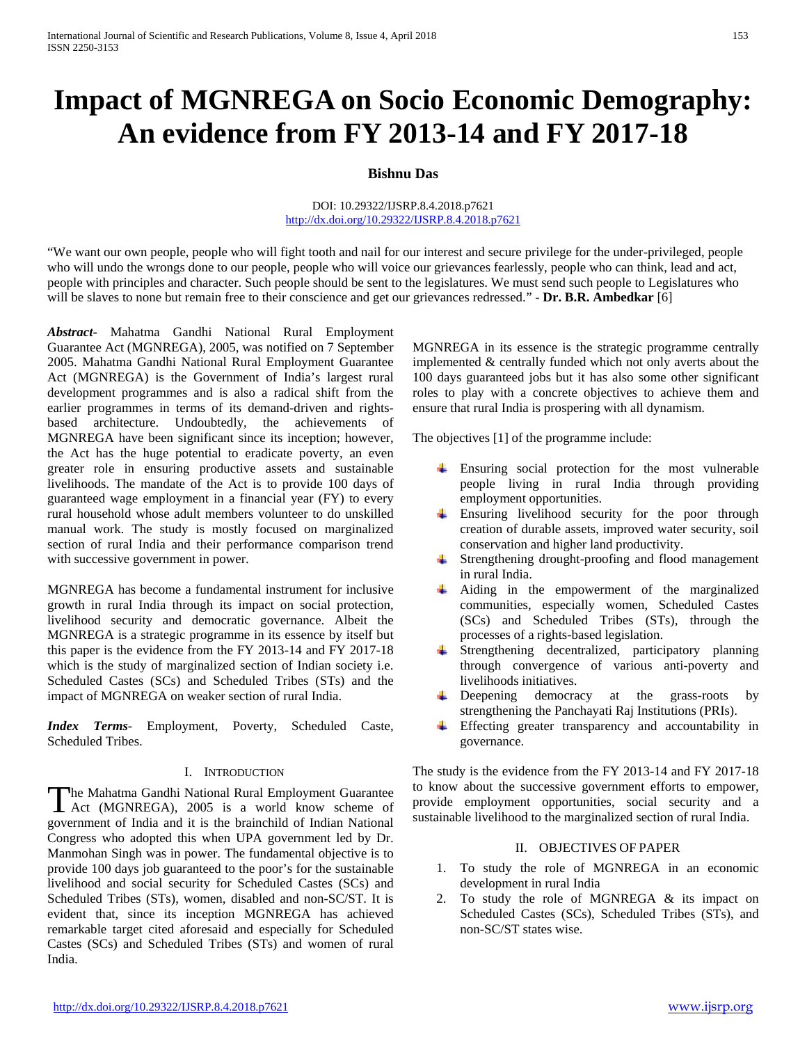# Impact of MGNREGA on Socio Economic Demography: An evidence from FY 2013-14 and FY 2017-18

**Bishnu Das**

DOI: 10.29322/IJSRP.8.4.2018.p7621
http://dx.doi.org/10.29322/IJSRP.8.4.2018.p7621

"We want our own people, people who will fight tooth and nail for our interest and secure privilege for the under-privileged, people who will undo the wrongs done to our people, people who will voice our grievances fearlessly, people who can think, lead and act, people with principles and character. Such people should be sent to the legislatures. We must send such people to Legislatures who will be slaves to none but remain free to their conscience and get our grievances redressed." - **Dr. B.R. Ambedkar** [6]

***Abstract***- Mahatma Gandhi National Rural Employment Guarantee Act (MGNREGA), 2005, was notified on 7 September 2005. Mahatma Gandhi National Rural Employment Guarantee Act (MGNREGA) is the Government of India's largest rural development programmes and is also a radical shift from the earlier programmes in terms of its demand-driven and rights-based architecture. Undoubtedly, the achievements of MGNREGA have been significant since its inception; however, the Act has the huge potential to eradicate poverty, an even greater role in ensuring productive assets and sustainable livelihoods. The mandate of the Act is to provide 100 days of guaranteed wage employment in a financial year (FY) to every rural household whose adult members volunteer to do unskilled manual work. The study is mostly focused on marginalized section of rural India and their performance comparison trend with successive government in power.

MGNREGA has become a fundamental instrument for inclusive growth in rural India through its impact on social protection, livelihood security and democratic governance. Albeit the MGNREGA is a strategic programme in its essence by itself but this paper is the evidence from the FY 2013-14 and FY 2017-18 which is the study of marginalized section of Indian society i.e. Scheduled Castes (SCs) and Scheduled Tribes (STs) and the impact of MGNREGA on weaker section of rural India.

***Index Terms***- Employment, Poverty, Scheduled Caste, Scheduled Tribes.

## I. Introduction

The Mahatma Gandhi National Rural Employment Guarantee Act (MGNREGA), 2005 is a world know scheme of government of India and it is the brainchild of Indian National Congress who adopted this when UPA government led by Dr. Manmohan Singh was in power. The fundamental objective is to provide 100 days job guaranteed to the poor's for the sustainable livelihood and social security for Scheduled Castes (SCs) and Scheduled Tribes (STs), women, disabled and non-SC/ST. It is evident that, since its inception MGNREGA has achieved remarkable target cited aforesaid and especially for Scheduled Castes (SCs) and Scheduled Tribes (STs) and women of rural India.

MGNREGA in its essence is the strategic programme centrally implemented & centrally funded which not only averts about the 100 days guaranteed jobs but it has also some other significant roles to play with a concrete objectives to achieve them and ensure that rural India is prospering with all dynamism.

The objectives [1] of the programme include:

- Ensuring social protection for the most vulnerable people living in rural India through providing employment opportunities.
- Ensuring livelihood security for the poor through creation of durable assets, improved water security, soil conservation and higher land productivity.
- Strengthening drought-proofing and flood management in rural India.
- Aiding in the empowerment of the marginalized communities, especially women, Scheduled Castes (SCs) and Scheduled Tribes (STs), through the processes of a rights-based legislation.
- Strengthening decentralized, participatory planning through convergence of various anti-poverty and livelihoods initiatives.
- Deepening democracy at the grass-roots by strengthening the Panchayati Raj Institutions (PRIs).
- Effecting greater transparency and accountability in governance.

The study is the evidence from the FY 2013-14 and FY 2017-18 to know about the successive government efforts to empower, provide employment opportunities, social security and a sustainable livelihood to the marginalized section of rural India.

## II. Objectives of Paper

1. To study the role of MGNREGA in an economic development in rural India
2. To study the role of MGNREGA & its impact on Scheduled Castes (SCs), Scheduled Tribes (STs), and non-SC/ST states wise.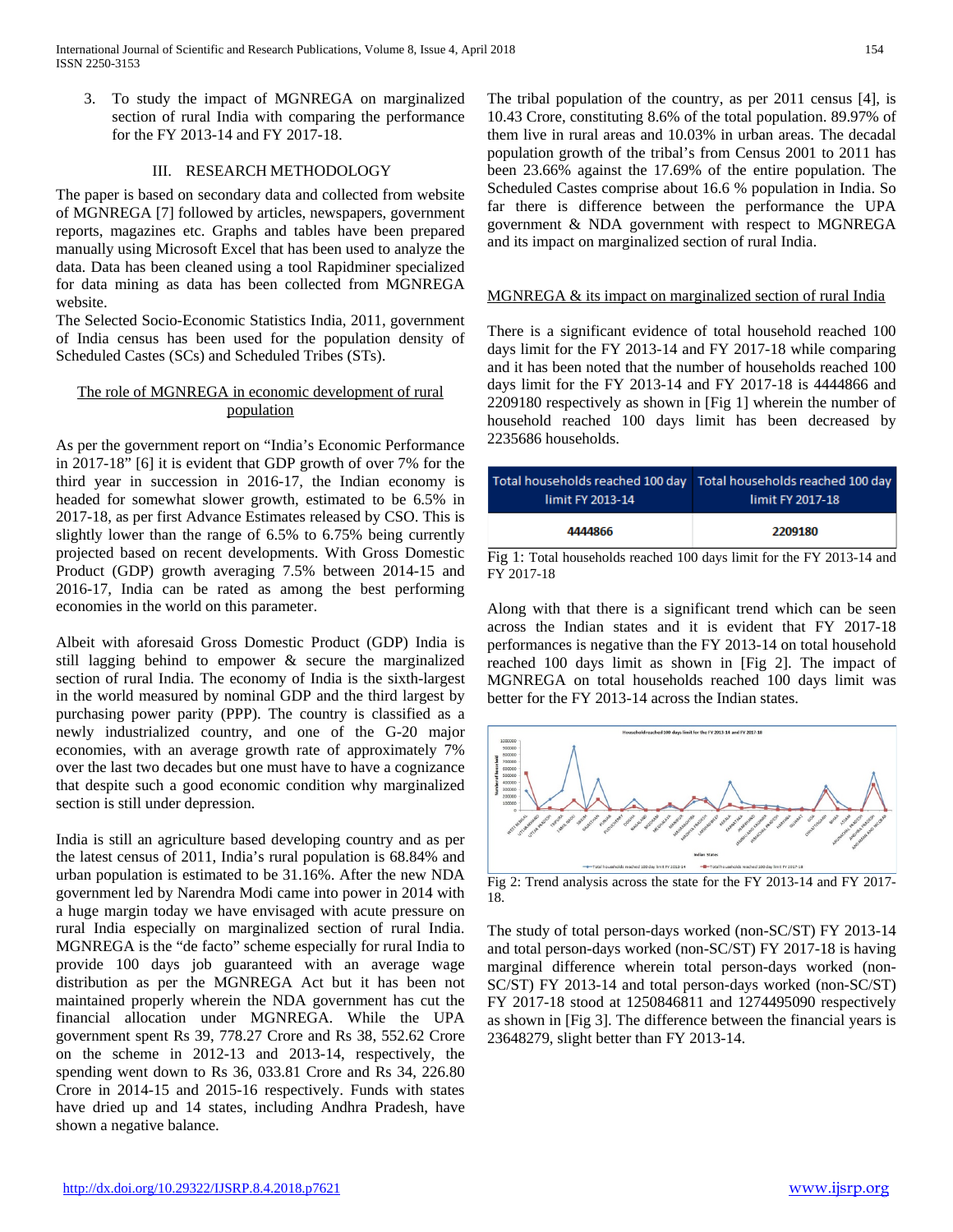3. To study the impact of MGNREGA on marginalized section of rural India with comparing the performance for the FY 2013-14 and FY 2017-18.

## III. RESEARCH METHODOLOGY

The paper is based on secondary data and collected from website of MGNREGA [7] followed by articles, newspapers, government reports, magazines etc. Graphs and tables have been prepared manually using Microsoft Excel that has been used to analyze the data. Data has been cleaned using a tool Rapidminer specialized for data mining as data has been collected from MGNREGA website.

The Selected Socio-Economic Statistics India, 2011, government of India census has been used for the population density of Scheduled Castes (SCs) and Scheduled Tribes (STs).

### The role of MGNREGA in economic development of rural population

As per the government report on "India's Economic Performance in 2017-18" [6] it is evident that GDP growth of over 7% for the third year in succession in 2016-17, the Indian economy is headed for somewhat slower growth, estimated to be 6.5% in 2017-18, as per first Advance Estimates released by CSO. This is slightly lower than the range of 6.5% to 6.75% being currently projected based on recent developments. With Gross Domestic Product (GDP) growth averaging 7.5% between 2014-15 and 2016-17, India can be rated as among the best performing economies in the world on this parameter.

Albeit with aforesaid Gross Domestic Product (GDP) India is still lagging behind to empower & secure the marginalized section of rural India. The economy of India is the sixth-largest in the world measured by nominal GDP and the third largest by purchasing power parity (PPP). The country is classified as a newly industrialized country, and one of the G-20 major economies, with an average growth rate of approximately 7% over the last two decades but one must have to have a cognizance that despite such a good economic condition why marginalized section is still under depression.

India is still an agriculture based developing country and as per the latest census of 2011, India's rural population is 68.84% and urban population is estimated to be 31.16%. After the new NDA government led by Narendra Modi came into power in 2014 with a huge margin today we have envisaged with acute pressure on rural India especially on marginalized section of rural India. MGNREGA is the "de facto" scheme especially for rural India to provide 100 days job guaranteed with an average wage distribution as per the MGNREGA Act but it has been not maintained properly wherein the NDA government has cut the financial allocation under MGNREGA. While the UPA government spent Rs 39, 778.27 Crore and Rs 38, 552.62 Crore on the scheme in 2012-13 and 2013-14, respectively, the spending went down to Rs 36, 033.81 Crore and Rs 34, 226.80 Crore in 2014-15 and 2015-16 respectively. Funds with states have dried up and 14 states, including Andhra Pradesh, have shown a negative balance.

The tribal population of the country, as per 2011 census [4], is 10.43 Crore, constituting 8.6% of the total population. 89.97% of them live in rural areas and 10.03% in urban areas. The decadal population growth of the tribal's from Census 2001 to 2011 has been 23.66% against the 17.69% of the entire population. The Scheduled Castes comprise about 16.6 % population in India. So far there is difference between the performance the UPA government & NDA government with respect to MGNREGA and its impact on marginalized section of rural India.

### MGNREGA & its impact on marginalized section of rural India

There is a significant evidence of total household reached 100 days limit for the FY 2013-14 and FY 2017-18 while comparing and it has been noted that the number of households reached 100 days limit for the FY 2013-14 and FY 2017-18 is 4444866 and 2209180 respectively as shown in [Fig 1] wherein the number of household reached 100 days limit has been decreased by 2235686 households.

| Total households reached 100 day limit FY 2013-14 | Total households reached 100 day limit FY 2017-18 |
|---|---|
| 4444866 | 2209180 |

Fig 1: Total households reached 100 days limit for the FY 2013-14 and FY 2017-18

Along with that there is a significant trend which can be seen across the Indian states and it is evident that FY 2017-18 performances is negative than the FY 2013-14 on total household reached 100 days limit as shown in [Fig 2]. The impact of MGNREGA on total households reached 100 days limit was better for the FY 2013-14 across the Indian states.

Fig 2: Trend analysis across the state for the FY 2013-14 and FY 2017-18.

The study of total person-days worked (non-SC/ST) FY 2013-14 and total person-days worked (non-SC/ST) FY 2017-18 is having marginal difference wherein total person-days worked (non-SC/ST) FY 2013-14 and total person-days worked (non-SC/ST) FY 2017-18 stood at 1250846811 and 1274495090 respectively as shown in [Fig 3]. The difference between the financial years is 23648279, slight better than FY 2013-14.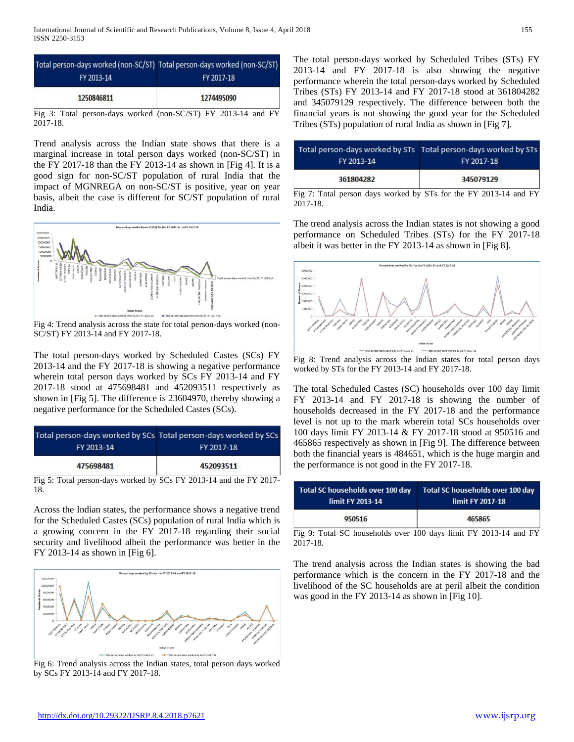| Total person-days worked (non-SC/ST) FY 2013-14 | Total person-days worked (non-SC/ST) FY 2017-18 |
| --- | --- |
| 1250846811 | 1274495090 |

Fig 3: Total person-days worked (non-SC/ST) FY 2013-14 and FY 2017-18.

Trend analysis across the Indian state shows that there is a marginal increase in total person days worked (non-SC/ST) in the FY 2017-18 than the FY 2013-14 as shown in [Fig 4]. It is a good sign for non-SC/ST population of rural India that the impact of MGNREGA on non-SC/ST is positive, year on year basis, albeit the case is different for SC/ST population of rural India.

Fig 4: Trend analysis across the state for total person-days worked (non-SC/ST) FY 2013-14 and FY 2017-18.

The total person-days worked by Scheduled Castes (SCs) FY 2013-14 and the FY 2017-18 is showing a negative performance wherein total person days worked by SCs FY 2013-14 and FY 2017-18 stood at 475698481 and 452093511 respectively as shown in [Fig 5]. The difference is 23604970, thereby showing a negative performance for the Scheduled Castes (SCs).

| Total person-days worked by SCs FY 2013-14 | Total person-days worked by SCs FY 2017-18 |
| --- | --- |
| 475698481 | 452093511 |

Fig 5: Total person-days worked by SCs FY 2013-14 and the FY 2017-18.

Across the Indian states, the performance shows a negative trend for the Scheduled Castes (SCs) population of rural India which is a growing concern in the FY 2017-18 regarding their social security and livelihood albeit the performance was better in the FY 2013-14 as shown in [Fig 6].

Fig 6: Trend analysis across the Indian states, total person days worked by SCs FY 2013-14 and FY 2017-18.

The total person-days worked by Scheduled Tribes (STs) FY 2013-14 and FY 2017-18 is also showing the negative performance wherein the total person-days worked by Scheduled Tribes (STs) FY 2013-14 and FY 2017-18 stood at 361804282 and 345079129 respectively. The difference between both the financial years is not showing the good year for the Scheduled Tribes (STs) population of rural India as shown in [Fig 7].

| Total person-days worked by STs FY 2013-14 | Total person-days worked by STs FY 2017-18 |
| --- | --- |
| 361804282 | 345079129 |

Fig 7: Total person days worked by STs for the FY 2013-14 and FY 2017-18.

The trend analysis across the Indian states is not showing a good performance on Scheduled Tribes (STs) for the FY 2017-18 albeit it was better in the FY 2013-14 as shown in [Fig 8].

Fig 8: Trend analysis across the Indian states for total person days worked by STs for the FY 2013-14 and FY 2017-18.

The total Scheduled Castes (SC) households over 100 day limit FY 2013-14 and FY 2017-18 is showing the number of households decreased in the FY 2017-18 and the performance level is not up to the mark wherein total SCs households over 100 days limit FY 2013-14 & FY 2017-18 stood at 950516 and 465865 respectively as shown in [Fig 9]. The difference between both the financial years is 484651, which is the huge margin and the performance is not good in the FY 2017-18.

| Total SC households over 100 day limit FY 2013-14 | Total SC households over 100 day limit FY 2017-18 |
| --- | --- |
| 950516 | 465865 |

Fig 9: Total SC households over 100 days limit FY 2013-14 and FY 2017-18.

The trend analysis across the Indian states is showing the bad performance which is the concern in the FY 2017-18 and the livelihood of the SC households are at peril albeit the condition was good in the FY 2013-14 as shown in [Fig 10].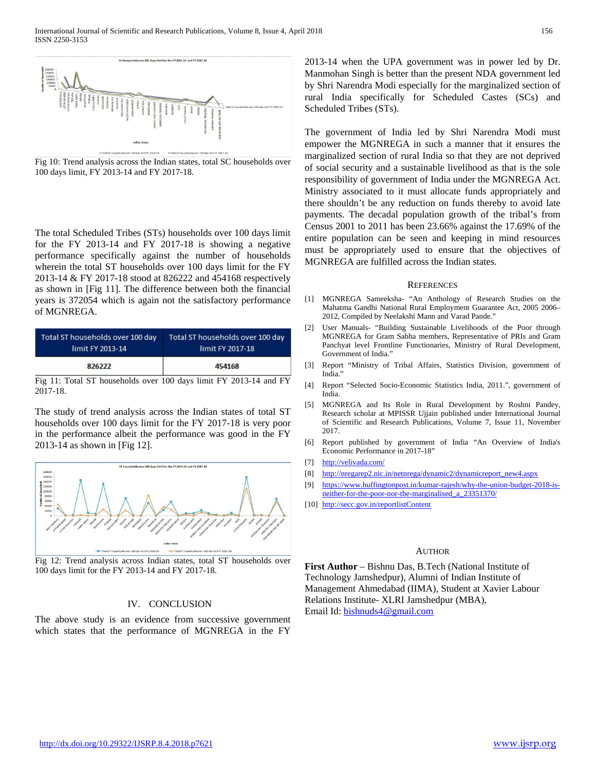SC households over 100 days limit for the FY 2013-14 and FY 2017-18

Number of household

Indian States

Total SC households over 100 day limit FY 2013-14

Total SC households over 100 day limit FY 2017-18

Fig 10: Trend analysis across the Indian states, total SC households over 100 days limit, FY 2013-14 and FY 2017-18.

The total Scheduled Tribes (STs) households over 100 days limit for the FY 2013-14 and FY 2017-18 is showing a negative performance specifically against the number of households wherein the total ST households over 100 days limit for the FY 2013-14 & FY 2017-18 stood at 826222 and 454168 respectively as shown in [Fig 11]. The difference between both the financial years is 372054 which is again not the satisfactory performance of MGNREGA.

| Total ST households over 100 day limit FY 2013-14 | Total ST households over 100 day limit FY 2017-18 |
|---|---|
| 826222 | 454168 |

Fig 11: Total ST households over 100 days limit FY 2013-14 and FY 2017-18.

The study of trend analysis across the Indian states of total ST households over 100 days limit for the FY 2017-18 is very poor in the performance albeit the performance was good in the FY 2013-14 as shown in [Fig 12].

ST households over 100 days limit for the FY 2013-14 and FY 2017-18

Number of household

Indian State

Total ST households over 100 day limit FY 2013-14

Total ST households over 100 day limit FY 2017-18

Fig 12: Trend analysis across Indian states, total ST households over 100 days limit for the FY 2013-14 and FY 2017-18.

## IV. CONCLUSION

The above study is an evidence from successive government which states that the performance of MGNREGA in the FY 2013-14 when the UPA government was in power led by Dr. Manmohan Singh is better than the present NDA government led by Shri Narendra Modi especially for the marginalized section of rural India specifically for Scheduled Castes (SCs) and Scheduled Tribes (STs).

The government of India led by Shri Narendra Modi must empower the MGNREGA in such a manner that it ensures the marginalized section of rural India so that they are not deprived of social security and a sustainable livelihood as that is the sole responsibility of government of India under the MGNREGA Act. Ministry associated to it must allocate funds appropriately and there shouldn't be any reduction on funds thereby to avoid late payments. The decadal population growth of the tribal's from Census 2001 to 2011 has been 23.66% against the 17.69% of the entire population can be seen and keeping in mind resources must be appropriately used to ensure that the objectives of MGNREGA are fulfilled across the Indian states.

## REFERENCES

[1] MGNREGA Sameeksha- "An Anthology of Research Studies on the Mahatma Gandhi National Rural Employment Guarantee Act, 2005 2006–2012, Compiled by Neelakshi Mann and Varad Pande."

[2] User Manuals- "Building Sustainable Livelihoods of the Poor through MGNREGA for Gram Sabha members, Representative of PRIs and Gram Panchyat level Frontline Functionaries, Ministry of Rural Development, Government of India."

[3] Report "Ministry of Tribal Affairs, Statistics Division, government of India."

[4] Report "Selected Socio-Economic Statistics India, 2011.", government of India.

[5] MGNREGA and Its Role in Rural Development by Roshni Pandey, Research scholar at MPISSR Ujjain published under International Journal of Scientific and Research Publications, Volume 7, Issue 11, November 2017.

[6] Report published by government of India "An Overview of India's Economic Performance in 2017-18"

[7] http://velivada.com/

[8] http://nregarep2.nic.in/netnrega/dynamic2/dynamicreport_new4.aspx

[9] https://www.huffingtonpost.in/kumar-rajesh/why-the-union-budget-2018-is-neither-for-the-poor-nor-the-marginalised_a_23351370/

[10] http://secc.gov.in/reportlistContent

## AUTHOR

**First Author** – Bishnu Das, B.Tech (National Institute of Technology Jamshedpur), Alumni of Indian Institute of Management Ahmedabad (IIMA), Student at Xavier Labour Relations Institute- XLRI Jamshedpur (MBA),
Email Id: bishnuds4@gmail.com